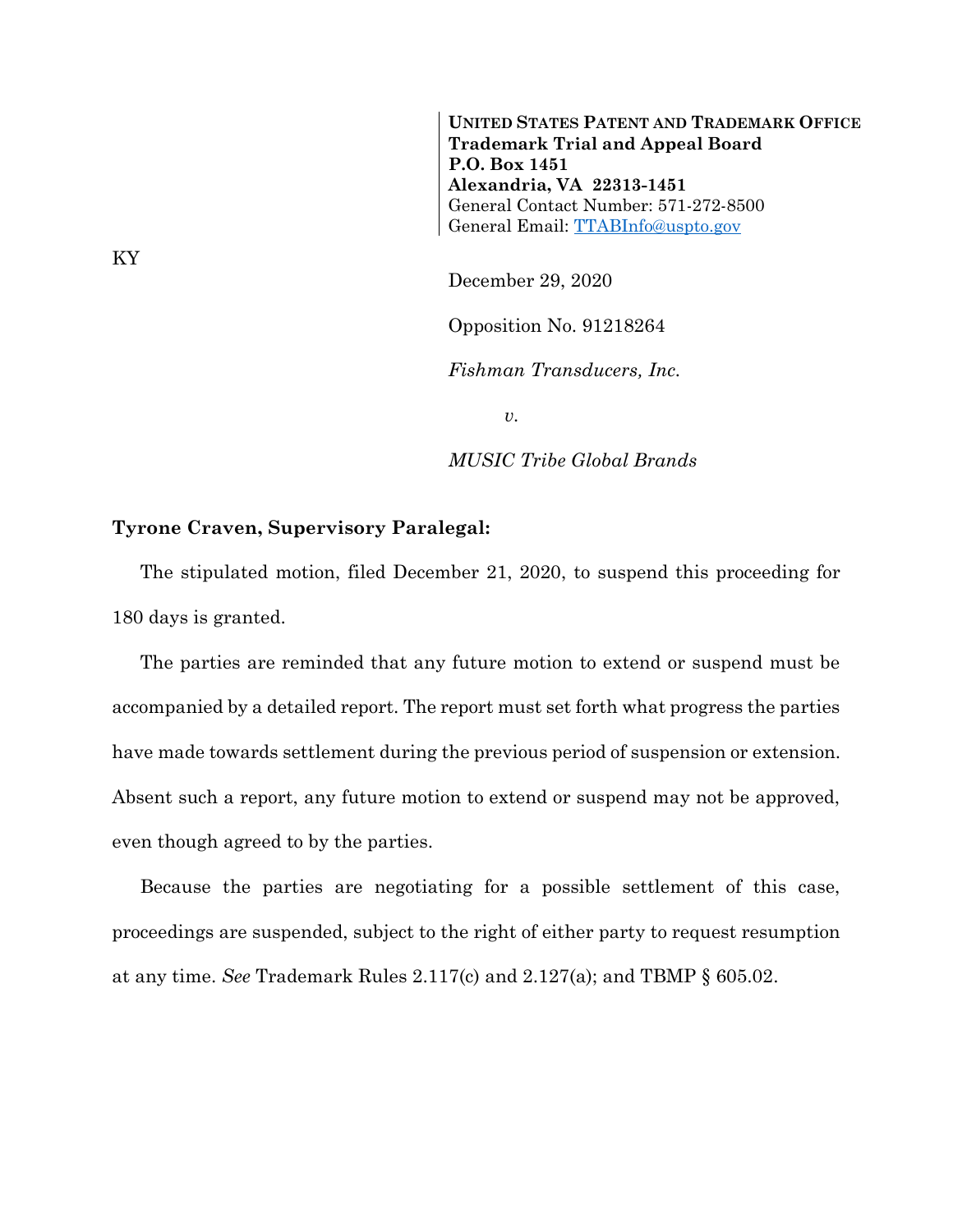**UNITED STATES PATENT AND TRADEMARK OFFICE**
**Trademark Trial and Appeal Board**
**P.O. Box 1451**
**Alexandria, VA 22313-1451**
General Contact Number: 571-272-8500
General Email: TTABInfo@uspto.gov

KY

December 29, 2020

Opposition No. 91218264

*Fishman Transducers, Inc.*

*v.*

*MUSIC Tribe Global Brands*

**Tyrone Craven, Supervisory Paralegal:**

The stipulated motion, filed December 21, 2020, to suspend this proceeding for 180 days is granted.

The parties are reminded that any future motion to extend or suspend must be accompanied by a detailed report. The report must set forth what progress the parties have made towards settlement during the previous period of suspension or extension. Absent such a report, any future motion to extend or suspend may not be approved, even though agreed to by the parties.

Because the parties are negotiating for a possible settlement of this case, proceedings are suspended, subject to the right of either party to request resumption at any time. *See* Trademark Rules 2.117(c) and 2.127(a); and TBMP § 605.02.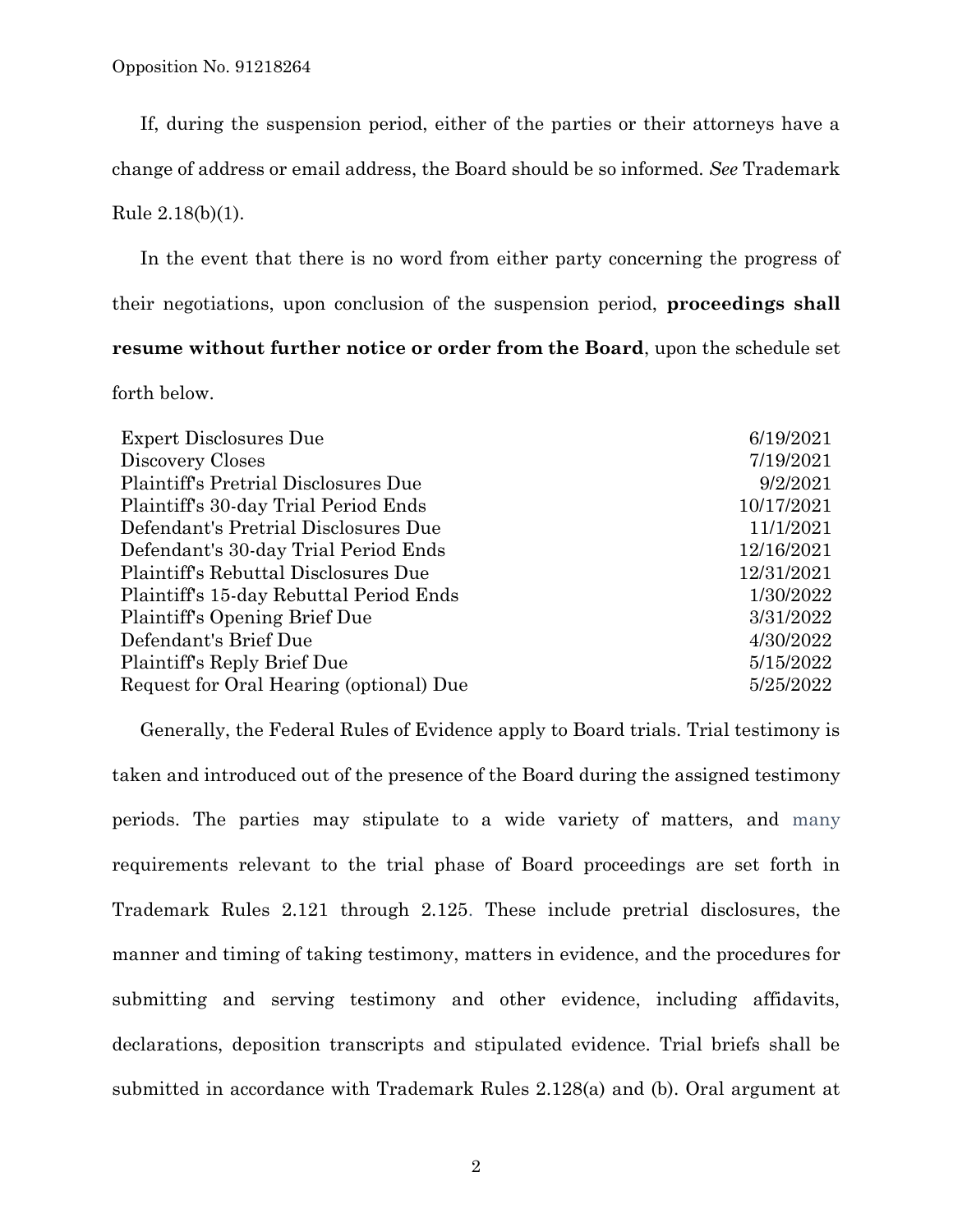If, during the suspension period, either of the parties or their attorneys have a change of address or email address, the Board should be so informed. *See* Trademark Rule 2.18(b)(1).

In the event that there is no word from either party concerning the progress of their negotiations, upon conclusion of the suspension period, **proceedings shall resume without further notice or order from the Board**, upon the schedule set forth below.

| | |
|---|---|
| Expert Disclosures Due | 6/19/2021 |
| Discovery Closes | 7/19/2021 |
| Plaintiff's Pretrial Disclosures Due | 9/2/2021 |
| Plaintiff's 30-day Trial Period Ends | 10/17/2021 |
| Defendant's Pretrial Disclosures Due | 11/1/2021 |
| Defendant's 30-day Trial Period Ends | 12/16/2021 |
| Plaintiff's Rebuttal Disclosures Due | 12/31/2021 |
| Plaintiff's 15-day Rebuttal Period Ends | 1/30/2022 |
| Plaintiff's Opening Brief Due | 3/31/2022 |
| Defendant's Brief Due | 4/30/2022 |
| Plaintiff's Reply Brief Due | 5/15/2022 |
| Request for Oral Hearing (optional) Due | 5/25/2022 |

Generally, the Federal Rules of Evidence apply to Board trials. Trial testimony is taken and introduced out of the presence of the Board during the assigned testimony periods. The parties may stipulate to a wide variety of matters, and many requirements relevant to the trial phase of Board proceedings are set forth in Trademark Rules 2.121 through 2.125. These include pretrial disclosures, the manner and timing of taking testimony, matters in evidence, and the procedures for submitting and serving testimony and other evidence, including affidavits, declarations, deposition transcripts and stipulated evidence. Trial briefs shall be submitted in accordance with Trademark Rules 2.128(a) and (b). Oral argument at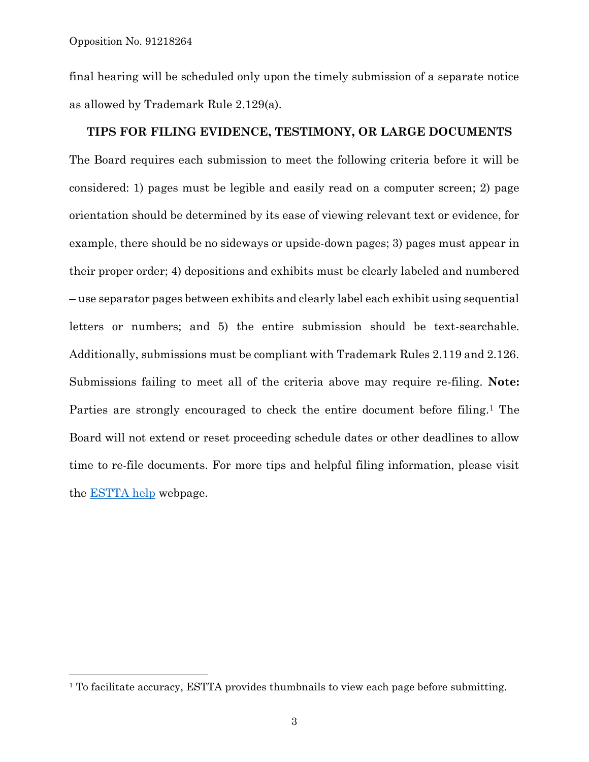final hearing will be scheduled only upon the timely submission of a separate notice as allowed by Trademark Rule 2.129(a).

## TIPS FOR FILING EVIDENCE, TESTIMONY, OR LARGE DOCUMENTS

The Board requires each submission to meet the following criteria before it will be considered: 1) pages must be legible and easily read on a computer screen; 2) page orientation should be determined by its ease of viewing relevant text or evidence, for example, there should be no sideways or upside-down pages; 3) pages must appear in their proper order; 4) depositions and exhibits must be clearly labeled and numbered – use separator pages between exhibits and clearly label each exhibit using sequential letters or numbers; and 5) the entire submission should be text-searchable. Additionally, submissions must be compliant with Trademark Rules 2.119 and 2.126. Submissions failing to meet all of the criteria above may require re-filing. **Note:** Parties are strongly encouraged to check the entire document before filing.[1] The Board will not extend or reset proceeding schedule dates or other deadlines to allow time to re-file documents. For more tips and helpful filing information, please visit the ESTTA help webpage.

---

[1] To facilitate accuracy, ESTTA provides thumbnails to view each page before submitting.